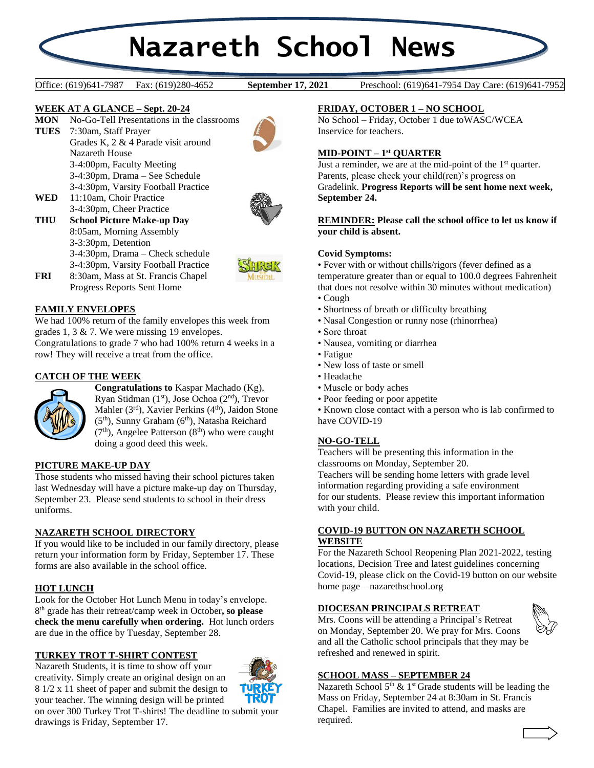# Nazareth School News

Office: (619)641-7987 Fax: (619)280-4652 **September 17, 2021** Preschool: (619)641-7954 Day Care: (619)641-7952

## WEEK AT A GLANCE – Sept. 20-24

**MON** No-Go-Tell Presentations in the classrooms

**TUES** 7:30am, Staff Prayer
Grades K, 2 & 4 Parade visit around Nazareth House
3-4:00pm, Faculty Meeting
3-4:30pm, Drama – See Schedule
3-4:30pm, Varsity Football Practice

**WED** 11:10am, Choir Practice
3-4:30pm, Cheer Practice

**THU** **School Picture Make-up Day**
8:05am, Morning Assembly
3-3:30pm, Detention
3-4:30pm, Drama – Check schedule
3-4:30pm, Varsity Football Practice

**FRI** 8:30am, Mass at St. Francis Chapel
Progress Reports Sent Home

## FAMILY ENVELOPES

We had 100% return of the family envelopes this week from grades 1, 3 & 7. We were missing 19 envelopes.
Congratulations to grade 7 who had 100% return 4 weeks in a row! They will receive a treat from the office.

## CATCH OF THE WEEK

**Congratulations to** Kaspar Machado (Kg), Ryan Stidman (1st), Jose Ochoa (2nd), Trevor Mahler (3rd), Xavier Perkins (4th), Jaidon Stone (5th), Sunny Graham (6th), Natasha Reichard (7th), Angelee Patterson (8th) who were caught doing a good deed this week.

## PICTURE MAKE-UP DAY

Those students who missed having their school pictures taken last Wednesday will have a picture make-up day on Thursday, September 23. Please send students to school in their dress uniforms.

## NAZARETH SCHOOL DIRECTORY

If you would like to be included in our family directory, please return your information form by Friday, September 17. These forms are also available in the school office.

## HOT LUNCH

Look for the October Hot Lunch Menu in today's envelope. 8th grade has their retreat/camp week in October**, so please check the menu carefully when ordering.** Hot lunch orders are due in the office by Tuesday, September 28.

## TURKEY TROT T-SHIRT CONTEST

Nazareth Students, it is time to show off your creativity. Simply create an original design on an 8 1/2 x 11 sheet of paper and submit the design to your teacher. The winning design will be printed on over 300 Turkey Trot T-shirts! The deadline to submit your drawings is Friday, September 17.

## FRIDAY, OCTOBER 1 – NO SCHOOL

No School – Friday, October 1 due toWASC/WCEA Inservice for teachers.

## MID-POINT – 1st QUARTER

Just a reminder, we are at the mid-point of the 1st quarter. Parents, please check your child(ren)'s progress on Gradelink. **Progress Reports will be sent home next week, September 24.**

**REMINDER: Please call the school office to let us know if your child is absent.**

**Covid Symptoms:**

- Fever with or without chills/rigors (fever defined as a temperature greater than or equal to 100.0 degrees Fahrenheit that does not resolve within 30 minutes without medication)
- Cough
- Shortness of breath or difficulty breathing
- Nasal Congestion or runny nose (rhinorrhea)
- Sore throat
- Nausea, vomiting or diarrhea
- Fatigue
- New loss of taste or smell
- Headache
- Muscle or body aches
- Poor feeding or poor appetite
- Known close contact with a person who is lab confirmed to have COVID-19

## NO-GO-TELL

Teachers will be presenting this information in the classrooms on Monday, September 20.
Teachers will be sending home letters with grade level information regarding providing a safe environment for our students. Please review this important information with your child.

## COVID-19 BUTTON ON NAZARETH SCHOOL WEBSITE

For the Nazareth School Reopening Plan 2021-2022, testing locations, Decision Tree and latest guidelines concerning Covid-19, please click on the Covid-19 button on our website home page – nazarethschool.org

## DIOCESAN PRINCIPALS RETREAT

Mrs. Coons will be attending a Principal's Retreat on Monday, September 20. We pray for Mrs. Coons and all the Catholic school principals that they may be refreshed and renewed in spirit.

## SCHOOL MASS – SEPTEMBER 24

Nazareth School 5th & 1st Grade students will be leading the Mass on Friday, September 24 at 8:30am in St. Francis Chapel. Families are invited to attend, and masks are required.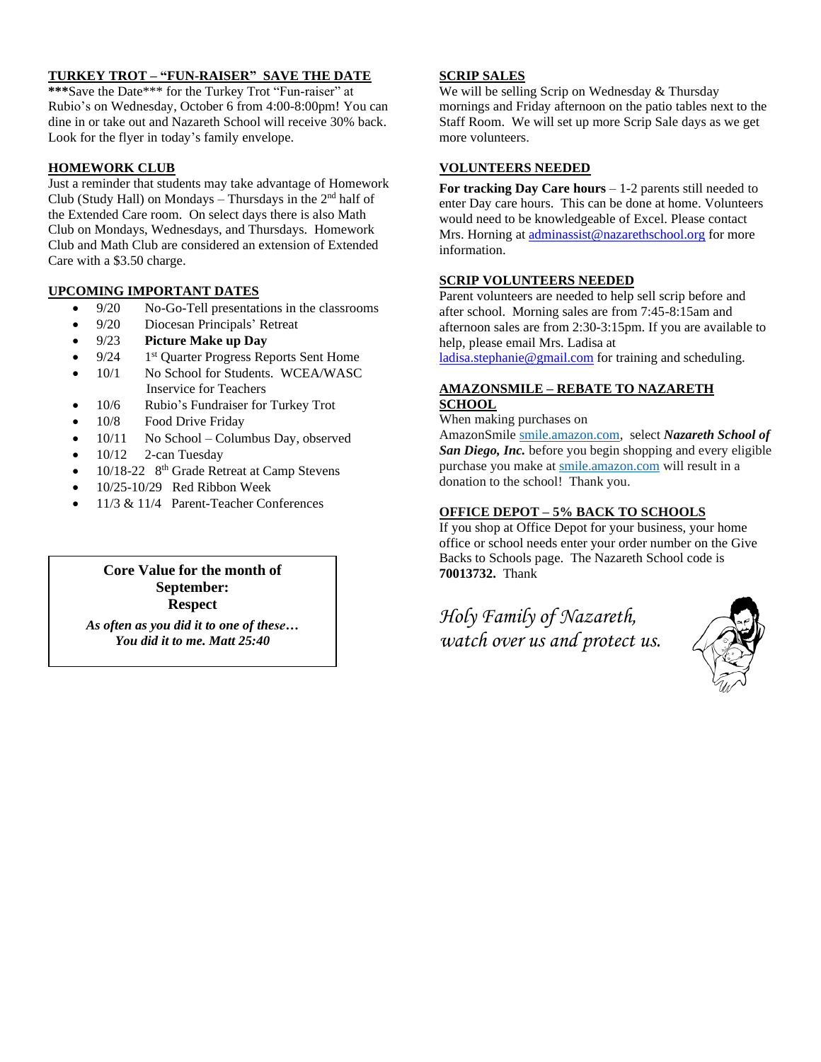## TURKEY TROT – "FUN-RAISER" SAVE THE DATE

***Save the Date*** for the Turkey Trot "Fun-raiser" at Rubio's on Wednesday, October 6 from 4:00-8:00pm! You can dine in or take out and Nazareth School will receive 30% back. Look for the flyer in today's family envelope.

## HOMEWORK CLUB

Just a reminder that students may take advantage of Homework Club (Study Hall) on Mondays – Thursdays in the 2nd half of the Extended Care room. On select days there is also Math Club on Mondays, Wednesdays, and Thursdays. Homework Club and Math Club are considered an extension of Extended Care with a $3.50 charge.

## UPCOMING IMPORTANT DATES

- 9/20 No-Go-Tell presentations in the classrooms
- 9/20 Diocesan Principals' Retreat
- 9/23 **Picture Make up Day**
- 9/24 1st Quarter Progress Reports Sent Home
- 10/1 No School for Students. WCEA/WASC Inservice for Teachers
- 10/6 Rubio's Fundraiser for Turkey Trot
- 10/8 Food Drive Friday
- 10/11 No School – Columbus Day, observed
- 10/12 2-can Tuesday
- 10/18-22 8th Grade Retreat at Camp Stevens
- 10/25-10/29 Red Ribbon Week
- 11/3 & 11/4 Parent-Teacher Conferences

**Core Value for the month of September: Respect**

***As often as you did it to one of these… You did it to me. Matt 25:40***

## SCRIP SALES

We will be selling Scrip on Wednesday & Thursday mornings and Friday afternoon on the patio tables next to the Staff Room. We will set up more Scrip Sale days as we get more volunteers.

## VOLUNTEERS NEEDED

**For tracking Day Care hours** – 1-2 parents still needed to enter Day care hours. This can be done at home. Volunteers would need to be knowledgeable of Excel. Please contact Mrs. Horning at adminassist@nazarethschool.org for more information.

## SCRIP VOLUNTEERS NEEDED

Parent volunteers are needed to help sell scrip before and after school. Morning sales are from 7:45-8:15am and afternoon sales are from 2:30-3:15pm. If you are available to help, please email Mrs. Ladisa at ladisa.stephanie@gmail.com for training and scheduling.

## AMAZONSMILE – REBATE TO NAZARETH SCHOOL

When making purchases on AmazonSmile smile.amazon.com, select ***Nazareth School of San Diego, Inc.*** before you begin shopping and every eligible purchase you make at smile.amazon.com will result in a donation to the school! Thank you.

## OFFICE DEPOT – 5% BACK TO SCHOOLS

If you shop at Office Depot for your business, your home office or school needs enter your order number on the Give Backs to Schools page. The Nazareth School code is **70013732.** Thank

*Holy Family of Nazareth, watch over us and protect us.*